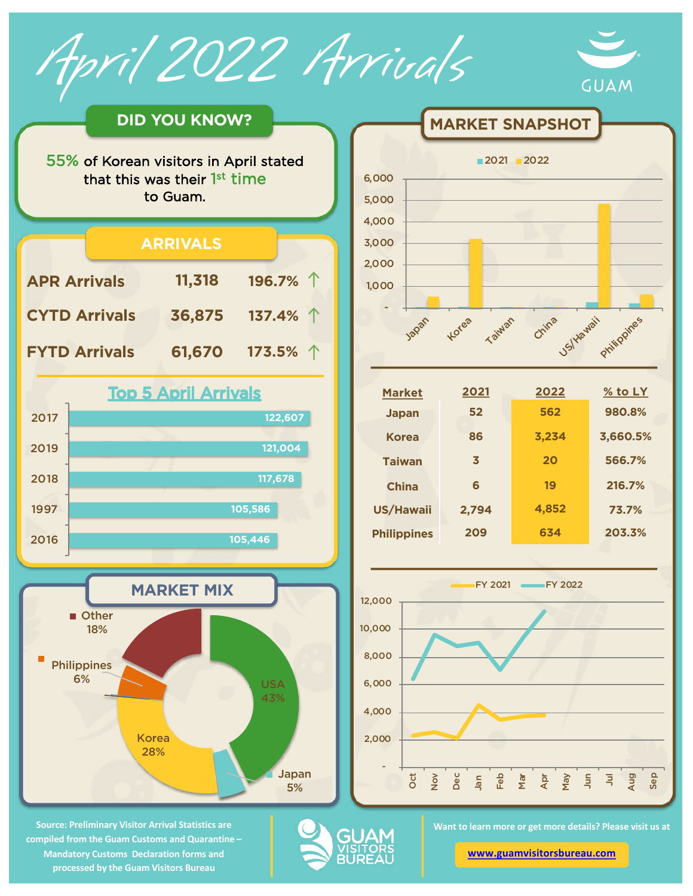# April 2022 Arrivals

GUAM

## DID YOU KNOW?

55% of Korean visitors in April stated that this was their 1st time to Guam.

## ARRIVALS

| | | |
|---|---|---|
| APR Arrivals | 11,318 | 196.7% ↑ |
| CYTD Arrivals | 36,875 | 137.4% ↑ |
| FYTD Arrivals | 61,670 | 173.5% ↑ |

### Top 5 April Arrivals

| Year | Arrivals |
|---|---|
| 2017 | 122,607 |
| 2019 | 121,004 |
| 2018 | 117,678 |
| 1997 | 105,586 |
| 2016 | 105,446 |

## MARKET MIX

- USA 43%
- Korea 28%
- Other 18%
- Philippines 6%
- Japan 5%

## MARKET SNAPSHOT

| Market | 2021 | 2022 | % to LY |
|---|---|---|---|
| Japan | 52 | 562 | 980.8% |
| Korea | 86 | 3,234 | 3,660.5% |
| Taiwan | 3 | 20 | 566.7% |
| China | 6 | 19 | 216.7% |
| US/Hawaii | 2,794 | 4,852 | 73.7% |
| Philippines | 209 | 634 | 203.3% |

Source: Preliminary Visitor Arrival Statistics are compiled from the Guam Customs and Quarantine – Mandatory Customs Declaration forms and processed by the Guam Visitors Bureau

GUAM VISITORS BUREAU

Want to learn more or get more details? Please visit us at

www.guamvisitorsbureau.com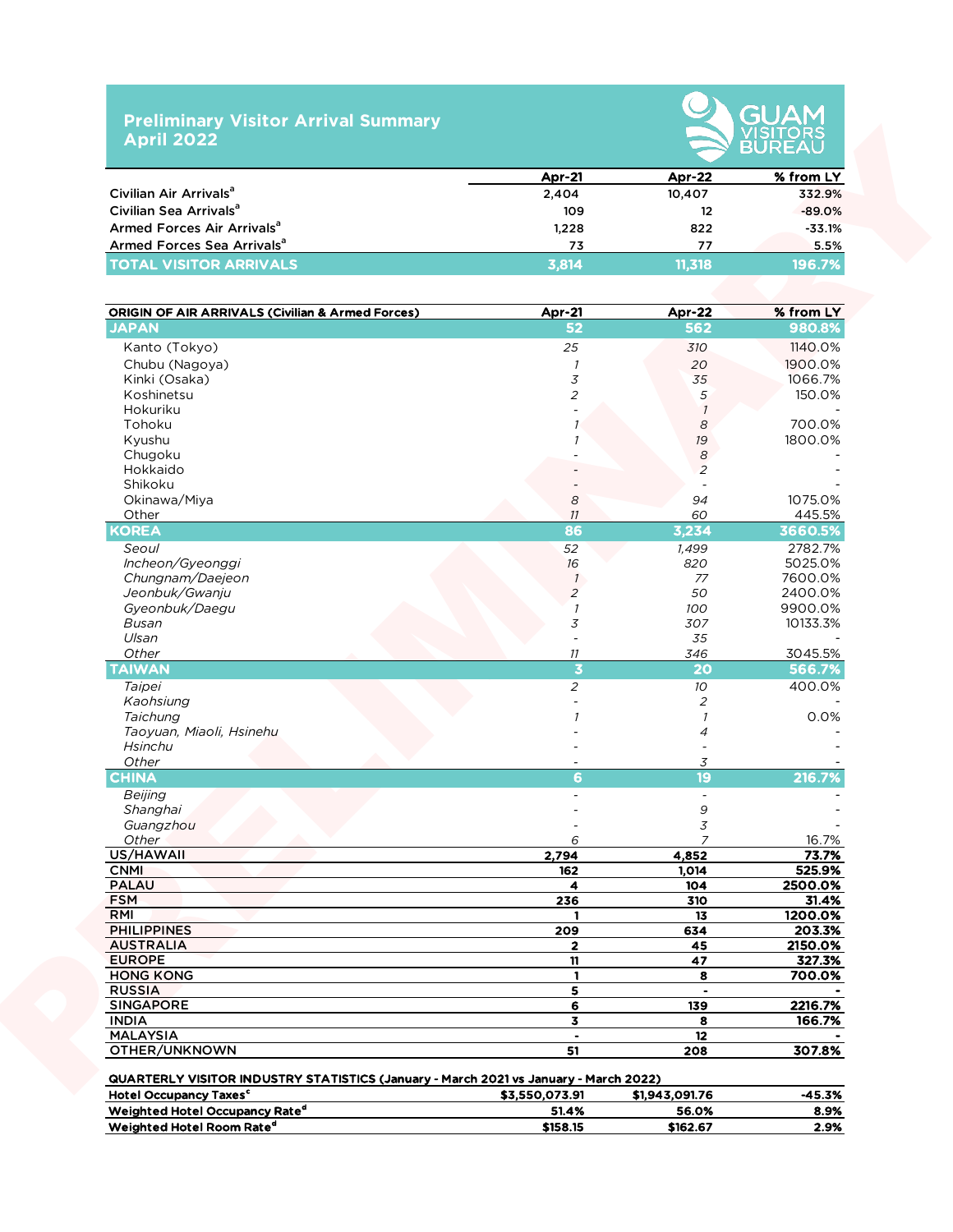# Preliminary Visitor Arrival Summary
## April 2022

GUAM VISITORS BUREAU

| | Apr-21 | Apr-22 | % from LY |
|---|---|---|---|
| Civilian Air Arrivals[a] | 2,404 | 10,407 | 332.9% |
| Civilian Sea Arrivals[a] | 109 | 12 | -89.0% |
| Armed Forces Air Arrivals[a] | 1,228 | 822 | -33.1% |
| Armed Forces Sea Arrivals[a] | 73 | 77 | 5.5% |
| **TOTAL VISITOR ARRIVALS** | **3,814** | **11,318** | **196.7%** |

| ORIGIN OF AIR ARRIVALS (Civilian & Armed Forces) | Apr-21 | Apr-22 | % from LY |
|---|---|---|---|
| **JAPAN** | **52** | **562** | **980.8%** |
| Kanto (Tokyo) | 25 | 310 | 1140.0% |
| Chubu (Nagoya) | 1 | 20 | 1900.0% |
| Kinki (Osaka) | 3 | 35 | 1066.7% |
| Koshinetsu | 2 | 5 | 150.0% |
| Hokuriku | - | 1 | - |
| Tohoku | 1 | 8 | 700.0% |
| Kyushu | 1 | 19 | 1800.0% |
| Chugoku | - | 8 | - |
| Hokkaido | - | 2 | - |
| Shikoku | - | - | - |
| Okinawa/Miya | 8 | 94 | 1075.0% |
| Other | 11 | 60 | 445.5% |
| **KOREA** | **86** | **3,234** | **3660.5%** |
| *Seoul* | 52 | 1,499 | 2782.7% |
| *Incheon/Gyeonggi* | 16 | 820 | 5025.0% |
| *Chungnam/Daejeon* | 1 | 77 | 7600.0% |
| *Jeonbuk/Gwanju* | 2 | 50 | 2400.0% |
| *Gyeonbuk/Daegu* | 1 | 100 | 9900.0% |
| *Busan* | 3 | 307 | 10133.3% |
| *Ulsan* | - | 35 | - |
| *Other* | 11 | 346 | 3045.5% |
| **TAIWAN** | **3** | **20** | **566.7%** |
| *Taipei* | 2 | 10 | 400.0% |
| *Kaohsiung* | - | 2 | - |
| *Taichung* | 1 | 1 | 0.0% |
| *Taoyuan, Miaoli, Hsinehu* | - | 4 | - |
| *Hsinchu* | - | - | - |
| *Other* | - | 3 | - |
| **CHINA** | **6** | **19** | **216.7%** |
| *Beijing* | - | - | - |
| *Shanghai* | - | 9 | - |
| *Guangzhou* | - | 3 | - |
| *Other* | 6 | 7 | 16.7% |
| **US/HAWAII** | **2,794** | **4,852** | **73.7%** |
| **CNMI** | **162** | **1,014** | **525.9%** |
| **PALAU** | **4** | **104** | **2500.0%** |
| **FSM** | **236** | **310** | **31.4%** |
| **RMI** | **1** | **13** | **1200.0%** |
| **PHILIPPINES** | **209** | **634** | **203.3%** |
| **AUSTRALIA** | **2** | **45** | **2150.0%** |
| **EUROPE** | **11** | **47** | **327.3%** |
| **HONG KONG** | **1** | **8** | **700.0%** |
| **RUSSIA** | **5** | **-** | **-** |
| **SINGAPORE** | **6** | **139** | **2216.7%** |
| **INDIA** | **3** | **8** | **166.7%** |
| **MALAYSIA** | **-** | **12** | **-** |
| **OTHER/UNKNOWN** | **51** | **208** | **307.8%** |

| QUARTERLY VISITOR INDUSTRY STATISTICS (January - March 2021 vs January - March 2022) | | | |
|---|---|---|---|
| **Hotel Occupancy Taxes[c]** | **$3,550,073.91** | **$1,943,091.76** | **-45.3%** |
| **Weighted Hotel Occupancy Rate[d]** | **51.4%** | **56.0%** | **8.9%** |
| **Weighted Hotel Room Rate[d]** | **$158.15** | **$162.67** | **2.9%** |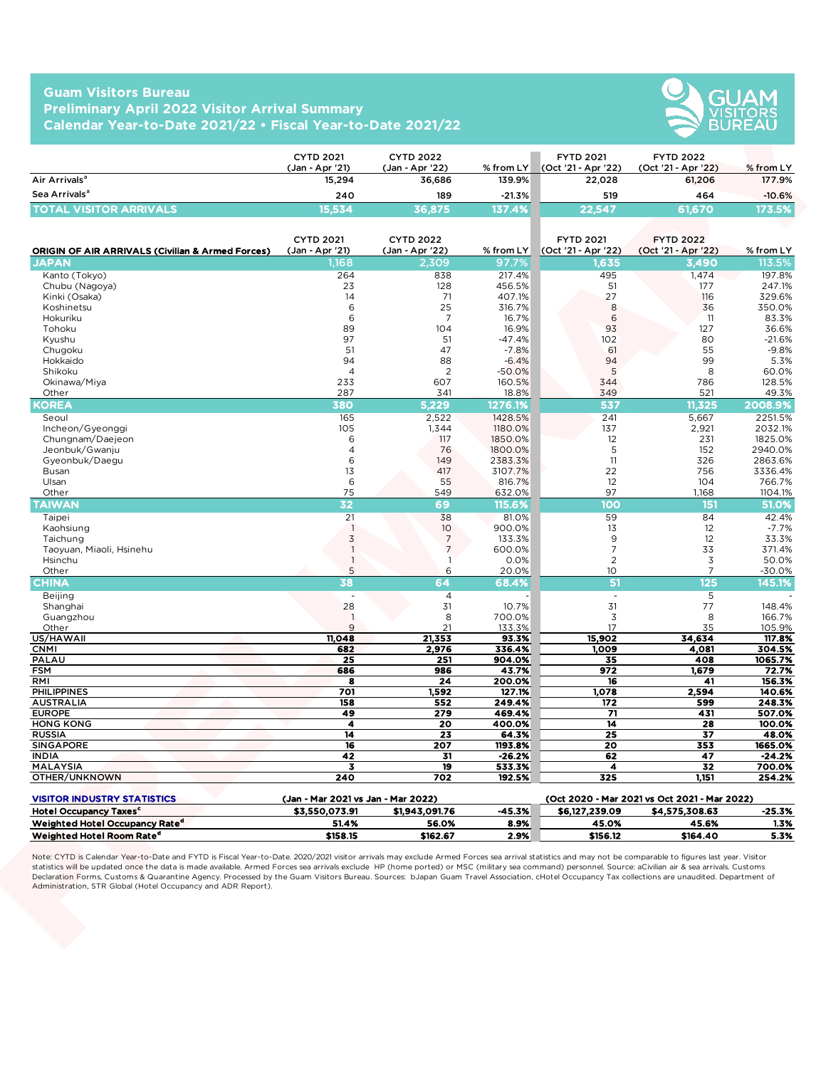## Guam Visitors Bureau
## Preliminary April 2022 Visitor Arrival Summary
## Calendar Year-to-Date 2021/22 • Fiscal Year-to-Date 2021/22

| | CYTD 2021 (Jan - Apr '21) | CYTD 2022 (Jan - Apr '22) | % from LY | FYTD 2021 (Oct '21 - Apr '22) | FYTD 2022 (Oct '21 - Apr '22) | % from LY |
|---|---|---|---|---|---|---|
| Air Arrivals[a] | 15,294 | 36,686 | 139.9% | 22,028 | 61,206 | 177.9% |
| Sea Arrivals[a] | 240 | 189 | -21.3% | 519 | 464 | -10.6% |
| **TOTAL VISITOR ARRIVALS** | **15,534** | **36,875** | **137.4%** | **22,547** | **61,670** | **173.5%** |

| ORIGIN OF AIR ARRIVALS (Civilian & Armed Forces) | CYTD 2021 (Jan - Apr '21) | CYTD 2022 (Jan - Apr '22) | % from LY | FYTD 2021 (Oct '21 - Apr '22) | FYTD 2022 (Oct '21 - Apr '22) | % from LY |
|---|---|---|---|---|---|---|
| **JAPAN** | **1,168** | **2,309** | **97.7%** | **1,635** | **3,490** | **113.5%** |
| Kanto (Tokyo) | 264 | 838 | 217.4% | 495 | 1,474 | 197.8% |
| Chubu (Nagoya) | 23 | 128 | 456.5% | 51 | 177 | 247.1% |
| Kinki (Osaka) | 14 | 71 | 407.1% | 27 | 116 | 329.6% |
| Koshinetsu | 6 | 25 | 316.7% | 8 | 36 | 350.0% |
| Hokuriku | 6 | 7 | 16.7% | 6 | 11 | 83.3% |
| Tohoku | 89 | 104 | 16.9% | 93 | 127 | 36.6% |
| Kyushu | 97 | 51 | -47.4% | 102 | 80 | -21.6% |
| Chugoku | 51 | 47 | -7.8% | 61 | 55 | -9.8% |
| Hokkaido | 94 | 88 | -6.4% | 94 | 99 | 5.3% |
| Shikoku | 4 | 2 | -50.0% | 5 | 8 | 60.0% |
| Okinawa/Miya | 233 | 607 | 160.5% | 344 | 786 | 128.5% |
| Other | 287 | 341 | 18.8% | 349 | 521 | 49.3% |
| **KOREA** | **380** | **5,229** | **1276.1%** | **537** | **11,325** | **2008.9%** |
| Seoul | 165 | 2,522 | 1428.5% | 241 | 5,667 | 2251.5% |
| Incheon/Gyeonggi | 105 | 1,344 | 1180.0% | 137 | 2,921 | 2032.1% |
| Chungnam/Daejeon | 6 | 117 | 1850.0% | 12 | 231 | 1825.0% |
| Jeonbuk/Gwanju | 4 | 76 | 1800.0% | 5 | 152 | 2940.0% |
| Gyeonbuk/Daegu | 6 | 149 | 2383.3% | 11 | 326 | 2863.6% |
| Busan | 13 | 417 | 3107.7% | 22 | 756 | 3336.4% |
| Ulsan | 6 | 55 | 816.7% | 12 | 104 | 766.7% |
| Other | 75 | 549 | 632.0% | 97 | 1,168 | 1104.1% |
| **TAIWAN** | **32** | **69** | **115.6%** | **100** | **151** | **51.0%** |
| Taipei | 21 | 38 | 81.0% | 59 | 84 | 42.4% |
| Kaohsiung | 1 | 10 | 900.0% | 13 | 12 | -7.7% |
| Taichung | 3 | 7 | 133.3% | 9 | 12 | 33.3% |
| Taoyuan, Miaoli, Hsinehu | 1 | 7 | 600.0% | 7 | 33 | 371.4% |
| Hsinchu | 1 | 1 | 0.0% | 2 | 3 | 50.0% |
| Other | 5 | 6 | 20.0% | 10 | 7 | -30.0% |
| **CHINA** | **38** | **64** | **68.4%** | **51** | **125** | **145.1%** |
| Beijing | - | 4 | - | - | 5 | - |
| Shanghai | 28 | 31 | 10.7% | 31 | 77 | 148.4% |
| Guangzhou | 1 | 8 | 700.0% | 3 | 8 | 166.7% |
| Other | 9 | 21 | 133.3% | 17 | 35 | 105.9% |
| **US/HAWAII** | **11,048** | **21,353** | **93.3%** | **15,902** | **34,634** | **117.8%** |
| **CNMI** | **682** | **2,976** | **336.4%** | **1,009** | **4,081** | **304.5%** |
| **PALAU** | **25** | **251** | **904.0%** | **35** | **408** | **1065.7%** |
| **FSM** | **686** | **986** | **43.7%** | **972** | **1,679** | **72.7%** |
| **RMI** | **8** | **24** | **200.0%** | **16** | **41** | **156.3%** |
| **PHILIPPINES** | **701** | **1,592** | **127.1%** | **1,078** | **2,594** | **140.6%** |
| **AUSTRALIA** | **158** | **552** | **249.4%** | **172** | **599** | **248.3%** |
| **EUROPE** | **49** | **279** | **469.4%** | **71** | **431** | **507.0%** |
| **HONG KONG** | **4** | **20** | **400.0%** | **14** | **28** | **100.0%** |
| **RUSSIA** | **14** | **23** | **64.3%** | **25** | **37** | **48.0%** |
| **SINGAPORE** | **16** | **207** | **1193.8%** | **20** | **353** | **1665.0%** |
| **INDIA** | **42** | **31** | **-26.2%** | **62** | **47** | **-24.2%** |
| **MALAYSIA** | **3** | **19** | **533.3%** | **4** | **32** | **700.0%** |
| **OTHER/UNKNOWN** | **240** | **702** | **192.5%** | **325** | **1,151** | **254.2%** |

| VISITOR INDUSTRY STATISTICS | (Jan - Mar 2021 vs Jan - Mar 2022) | | | (Oct 2020 - Mar 2021 vs Oct 2021 - Mar 2022) | | |
|---|---|---|---|---|---|---|
| **Hotel Occupancy Taxes[c]** | **$3,550,073.91** | **$1,943,091.76** | **-45.3%** | **$6,127,239.09** | **$4,575,308.63** | **-25.3%** |
| **Weighted Hotel Occupancy Rate[d]** | **51.4%** | **56.0%** | **8.9%** | **45.0%** | **45.6%** | **1.3%** |
| **Weighted Hotel Room Rate[d]** | **$158.15** | **$162.67** | **2.9%** | **$156.12** | **$164.40** | **5.3%** |

Note: CYTD is Calendar Year-to-Date and FYTD is Fiscal Year-to-Date. 2020/2021 visitor arrivals may exclude Armed Forces sea arrival statistics and may not be comparable to figures last year. Visitor statistics will be updated once the data is made available. Armed Forces sea arrivals exclude HP (home ported) or MSC (military sea command) personnel. Source: aCivilian air & sea arrivals. Customs Declaration Forms, Customs & Quarantine Agency. Processed by the Guam Visitors Bureau. Sources: bJapan Guam Travel Association, cHotel Occupancy Tax collections are unaudited. Department of Administration, STR Global (Hotel Occupancy and ADR Report).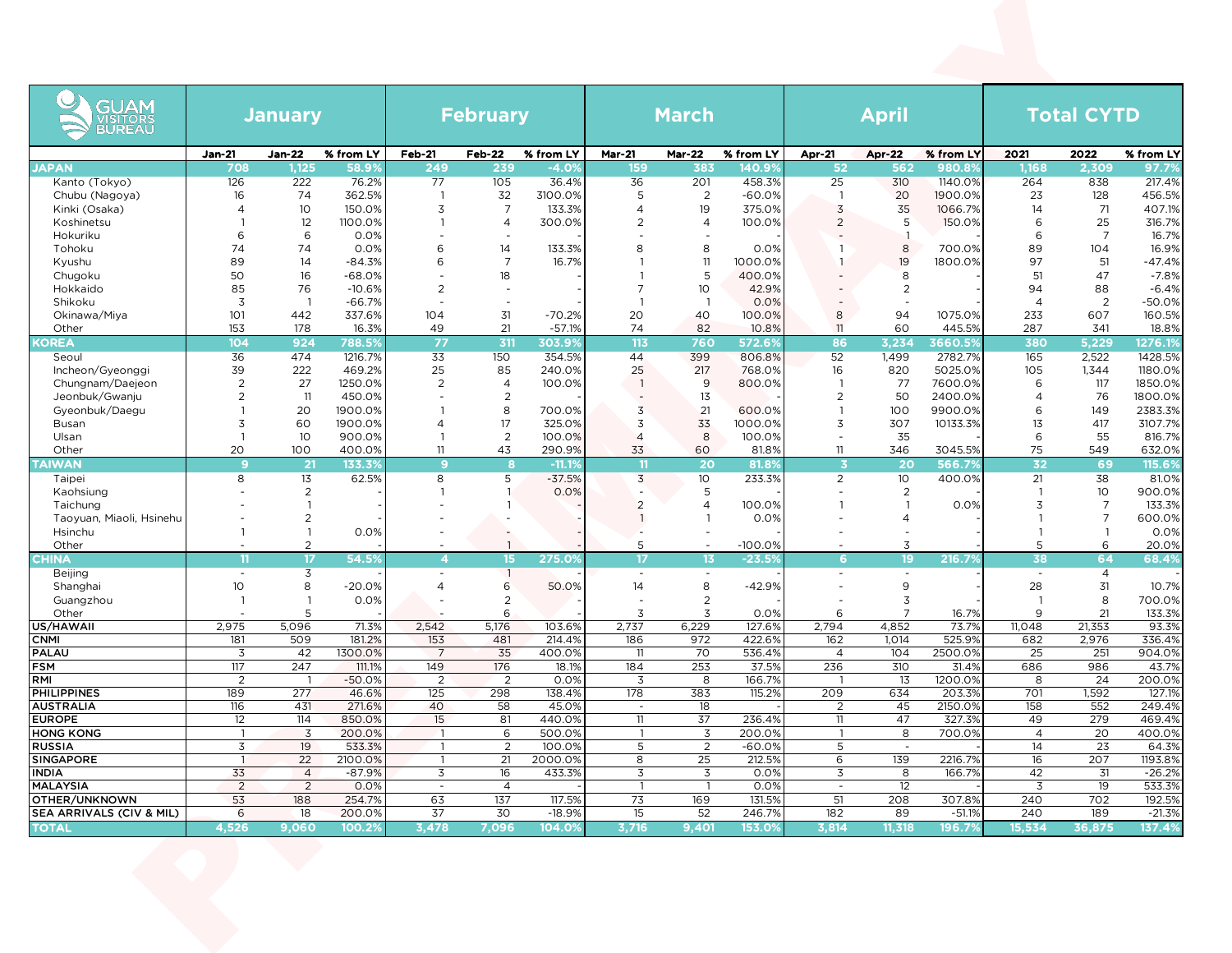| GUAM VISITORS BUREAU | January | | | February | | | March | | | April | | | Total CYTD | | |
|---|---|---|---|---|---|---|---|---|---|---|---|---|---|---|---|
| | Jan-21 | Jan-22 | % from LY | Feb-21 | Feb-22 | % from LY | Mar-21 | Mar-22 | % from LY | Apr-21 | Apr-22 | % from LY | 2021 | 2022 | % from LY |
| **JAPAN** | 708 | 1,125 | 58.9% | 249 | 239 | -4.0% | 159 | 383 | 140.9% | 52 | 562 | 980.8% | 1,168 | 2,309 | 97.7% |
| Kanto (Tokyo) | 126 | 222 | 76.2% | 77 | 105 | 36.4% | 36 | 201 | 458.3% | 25 | 310 | 1140.0% | 264 | 838 | 217.4% |
| Chubu (Nagoya) | 16 | 74 | 362.5% | 1 | 32 | 3100.0% | 5 | 2 | -60.0% | 1 | 20 | 1900.0% | 23 | 128 | 456.5% |
| Kinki (Osaka) | 4 | 10 | 150.0% | 3 | 7 | 133.3% | 4 | 19 | 375.0% | 3 | 35 | 1066.7% | 14 | 71 | 407.1% |
| Koshinetsu | 1 | 12 | 1100.0% | 1 | 4 | 300.0% | 2 | 4 | 100.0% | 2 | 5 | 150.0% | 6 | 25 | 316.7% |
| Hokuriku | 6 | 6 | 0.0% | - | - | | - | - | | - | 1 | | 6 | 7 | 16.7% |
| Tohoku | 74 | 74 | 0.0% | 6 | 14 | 133.3% | 8 | 8 | 0.0% | 1 | 8 | 700.0% | 89 | 104 | 16.9% |
| Kyushu | 89 | 14 | -84.3% | 6 | 7 | 16.7% | 1 | 11 | 1000.0% | 1 | 19 | 1800.0% | 97 | 51 | -47.4% |
| Chugoku | 50 | 16 | -68.0% | - | 18 | | 1 | 5 | 400.0% | - | 8 | | 51 | 47 | -7.8% |
| Hokkaido | 85 | 76 | -10.6% | 2 | - | - | 7 | 10 | 42.9% | - | 2 | - | 94 | 88 | -6.4% |
| Shikoku | 3 | 1 | -66.7% | - | - | | 1 | 1 | 0.0% | - | - | | 4 | 2 | -50.0% |
| Okinawa/Miya | 101 | 442 | 337.6% | 104 | 31 | -70.2% | 20 | 40 | 100.0% | 8 | 94 | 1075.0% | 233 | 607 | 160.5% |
| Other | 153 | 178 | 16.3% | 49 | 21 | -57.1% | 74 | 82 | 10.8% | 11 | 60 | 445.5% | 287 | 341 | 18.8% |
| **KOREA** | 104 | 924 | 788.5% | 77 | 311 | 303.9% | 113 | 760 | 572.6% | 86 | 3,234 | 3660.5% | 380 | 5,229 | 1276.1% |
| Seoul | 36 | 474 | 1216.7% | 33 | 150 | 354.5% | 44 | 399 | 806.8% | 52 | 1,499 | 2782.7% | 165 | 2,522 | 1428.5% |
| Incheon/Gyeonggi | 39 | 222 | 469.2% | 25 | 85 | 240.0% | 25 | 217 | 768.0% | 16 | 820 | 5025.0% | 105 | 1,344 | 1180.0% |
| Chungnam/Daejeon | 2 | 27 | 1250.0% | 2 | 4 | 100.0% | 1 | 9 | 800.0% | 1 | 77 | 7600.0% | 6 | 117 | 1850.0% |
| Jeonbuk/Gwanju | 2 | 11 | 450.0% | - | 2 | | - | 13 | | 2 | 50 | 2400.0% | 4 | 76 | 1800.0% |
| Gyeonbuk/Daegu | 1 | 20 | 1900.0% | 1 | 8 | 700.0% | 3 | 21 | 600.0% | 1 | 100 | 9900.0% | 6 | 149 | 2383.3% |
| Busan | 3 | 60 | 1900.0% | 4 | 17 | 325.0% | 3 | 33 | 1000.0% | 3 | 307 | 10133.3% | 13 | 417 | 3107.7% |
| Ulsan | 1 | 10 | 900.0% | 1 | 2 | 100.0% | 4 | 8 | 100.0% | - | 35 | | 6 | 55 | 816.7% |
| Other | 20 | 100 | 400.0% | 11 | 43 | 290.9% | 33 | 60 | 81.8% | 11 | 346 | 3045.5% | 75 | 549 | 632.0% |
| **TAIWAN** | 9 | 21 | 133.3% | 9 | 8 | -11.1% | 11 | 20 | 81.8% | 3 | 20 | 566.7% | 32 | 69 | 115.6% |
| Taipei | 8 | 13 | 62.5% | 8 | 5 | -37.5% | 3 | 10 | 233.3% | 2 | 10 | 400.0% | 21 | 38 | 81.0% |
| Kaohsiung | - | 2 | | 1 | 1 | 0.0% | - | 5 | | - | 2 | | 1 | 10 | 900.0% |
| Taichung | - | 1 | | - | 1 | | 2 | 4 | 100.0% | 1 | 1 | 0.0% | 3 | 7 | 133.3% |
| Taoyuan, Miaoli, Hsinehu | - | 2 | | - | - | | 1 | 1 | 0.0% | - | 4 | | 1 | 7 | 600.0% |
| Hsinchu | 1 | 1 | 0.0% | - | - | | - | - | | - | - | | 1 | 1 | 0.0% |
| Other | - | 2 | | - | 1 | | 5 | - | -100.0% | - | 3 | | 5 | 6 | 20.0% |
| **CHINA** | 11 | 17 | 54.5% | 4 | 15 | 275.0% | 17 | 13 | -23.5% | 6 | 19 | 216.7% | 38 | 64 | 68.4% |
| Beijing | - | 3 | | - | 1 | | - | - | | - | - | | - | 4 | - |
| Shanghai | 10 | 8 | -20.0% | 4 | 6 | 50.0% | 14 | 8 | -42.9% | - | 9 | | 28 | 31 | 10.7% |
| Guangzhou | 1 | 1 | 0.0% | - | 2 | | - | 2 | | - | 3 | | 1 | 8 | 700.0% |
| Other | - | 5 | | - | 6 | | 3 | 3 | 0.0% | 6 | 7 | 16.7% | 9 | 21 | 133.3% |
| **US/HAWAII** | 2,975 | 5,096 | 71.3% | 2,542 | 5,176 | 103.6% | 2,737 | 6,229 | 127.6% | 2,794 | 4,852 | 73.7% | 11,048 | 21,353 | 93.3% |
| **CNMI** | 181 | 509 | 181.2% | 153 | 481 | 214.4% | 186 | 972 | 422.6% | 162 | 1,014 | 525.9% | 682 | 2,976 | 336.4% |
| **PALAU** | 3 | 42 | 1300.0% | 7 | 35 | 400.0% | 11 | 70 | 536.4% | 4 | 104 | 2500.0% | 25 | 251 | 904.0% |
| **FSM** | 117 | 247 | 111.1% | 149 | 176 | 18.1% | 184 | 253 | 37.5% | 236 | 310 | 31.4% | 686 | 986 | 43.7% |
| **RMI** | 2 | 1 | -50.0% | 2 | 2 | 0.0% | 3 | 8 | 166.7% | 1 | 13 | 1200.0% | 8 | 24 | 200.0% |
| **PHILIPPINES** | 189 | 277 | 46.6% | 125 | 298 | 138.4% | 178 | 383 | 115.2% | 209 | 634 | 203.3% | 701 | 1,592 | 127.1% |
| **AUSTRALIA** | 116 | 431 | 271.6% | 40 | 58 | 45.0% | - | 18 | | 2 | 45 | 2150.0% | 158 | 552 | 249.4% |
| **EUROPE** | 12 | 114 | 850.0% | 15 | 81 | 440.0% | 11 | 37 | 236.4% | 11 | 47 | 327.3% | 49 | 279 | 469.4% |
| **HONG KONG** | 1 | 3 | 200.0% | 1 | 6 | 500.0% | 1 | 3 | 200.0% | 1 | 8 | 700.0% | 4 | 20 | 400.0% |
| **RUSSIA** | 3 | 19 | 533.3% | 1 | 2 | 100.0% | 5 | 2 | -60.0% | 5 | - | | 14 | 23 | 64.3% |
| **SINGAPORE** | 1 | 22 | 2100.0% | 1 | 21 | 2000.0% | 8 | 25 | 212.5% | 6 | 139 | 2216.7% | 16 | 207 | 1193.8% |
| **INDIA** | 33 | 4 | -87.9% | 3 | 16 | 433.3% | 3 | 3 | 0.0% | 3 | 8 | 166.7% | 42 | 31 | -26.2% |
| **MALAYSIA** | 2 | 2 | 0.0% | - | 4 | | 1 | 1 | 0.0% | - | 12 | | 3 | 19 | 533.3% |
| **OTHER/UNKNOWN** | 53 | 188 | 254.7% | 63 | 137 | 117.5% | 73 | 169 | 131.5% | 51 | 208 | 307.8% | 240 | 702 | 192.5% |
| **SEA ARRIVALS (CIV & MIL)** | 6 | 18 | 200.0% | 37 | 30 | -18.9% | 15 | 52 | 246.7% | 182 | 89 | -51.1% | 240 | 189 | -21.3% |
| **TOTAL** | 4,526 | 9,060 | 100.2% | 3,478 | 7,096 | 104.0% | 3,716 | 9,401 | 153.0% | 3,814 | 11,318 | 196.7% | 15,534 | 36,875 | 137.4% |